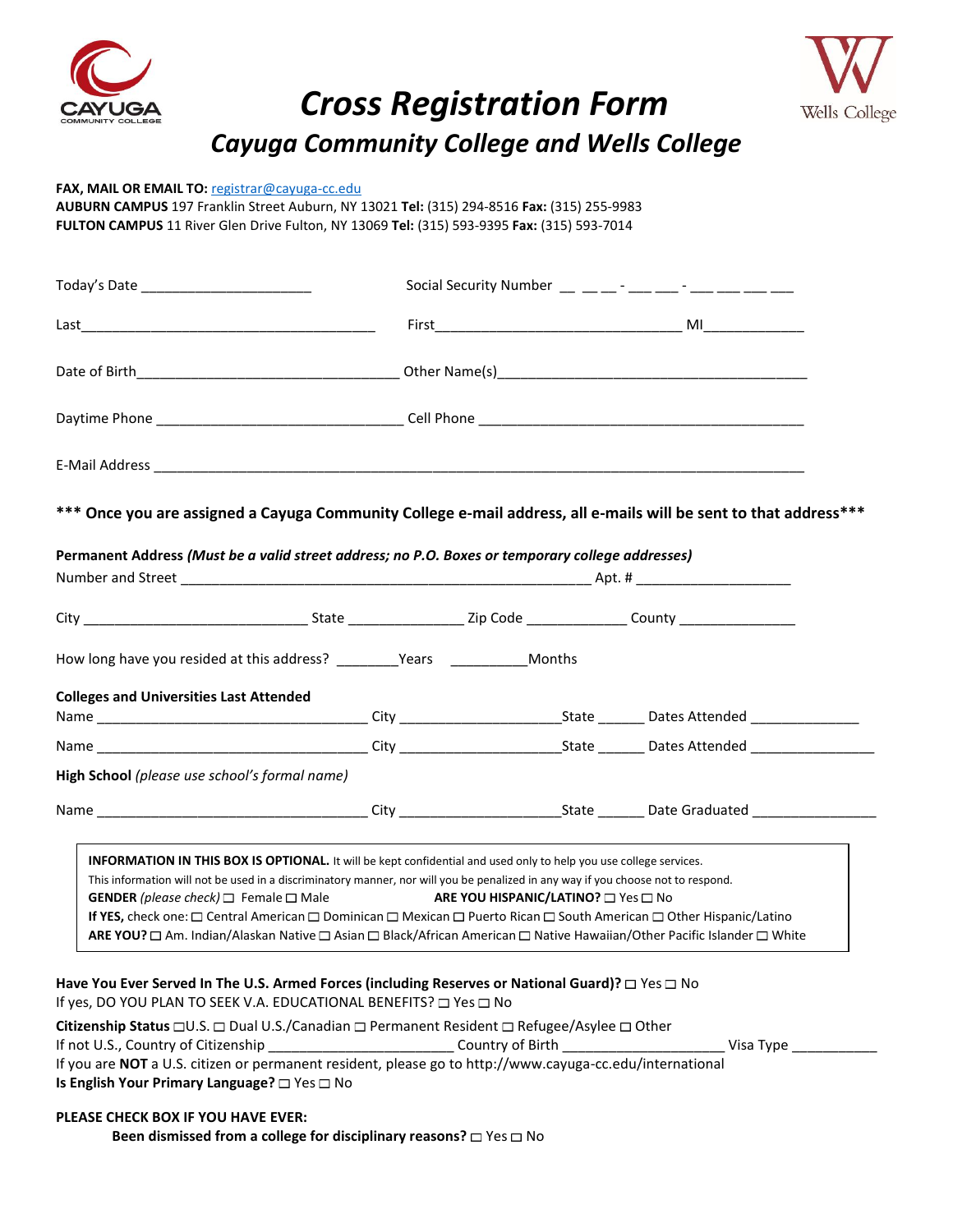CAYUGA COMMUNITY COLLEGE

# Cross Registration Form

## Cayuga Community College and Wells College

Wells College

**FAX, MAIL OR EMAIL TO:** registrar@cayuga-cc.edu
**AUBURN CAMPUS** 197 Franklin Street Auburn, NY 13021 **Tel:** (315) 294-8516 **Fax:** (315) 255-9983
**FULTON CAMPUS** 11 River Glen Drive Fulton, NY 13069 **Tel:** (315) 593-9395 **Fax:** (315) 593-7014

Today's Date ______________________ Social Security Number __ __ __ - ___ ___ - ___ ___ ___ ___

Last ________________________________________ First ________________________________ MI_____________

Date of Birth__________________________________ Other Name(s)__________________________________________

Daytime Phone _______________________________ Cell Phone __________________________________________

E-Mail Address ____________________________________________________________________________________

**\*\*\* Once you are assigned a Cayuga Community College e-mail address, all e-mails will be sent to that address\*\*\***

**Permanent Address** ***(Must be a valid street address; no P.O. Boxes or temporary college addresses)***
Number and Street _____________________________________________________ Apt. # ____________________

City _____________________________ State _______________ Zip Code _____________ County _______________

How long have you resided at this address? ________Years __________Months

**Colleges and Universities Last Attended**
Name ___________________________________ City _____________________State ______ Dates Attended ______________

Name ___________________________________ City _____________________State ______ Dates Attended ________________

**High School** *(please use school's formal name)*

Name ___________________________________ City _____________________State ______ Date Graduated ________________

**INFORMATION IN THIS BOX IS OPTIONAL.** It will be kept confidential and used only to help you use college services.
This information will not be used in a discriminatory manner, nor will you be penalized in any way if you choose not to respond.
**GENDER** *(please check)* ☐ Female ☐ Male **ARE YOU HISPANIC/LATINO?** ☐ Yes ☐ No
**If YES,** check one: ☐ Central American ☐ Dominican ☐ Mexican ☐ Puerto Rican ☐ South American ☐ Other Hispanic/Latino
**ARE YOU?** ☐ Am. Indian/Alaskan Native ☐ Asian ☐ Black/African American ☐ Native Hawaiian/Other Pacific Islander ☐ White

**Have You Ever Served In The U.S. Armed Forces (including Reserves or National Guard)?** ☐ Yes ☐ No
If yes, DO YOU PLAN TO SEEK V.A. EDUCATIONAL BENEFITS? ☐ Yes ☐ No

**Citizenship Status** ☐U.S. ☐ Dual U.S./Canadian ☐ Permanent Resident ☐ Refugee/Asylee ☐ Other
If not U.S., Country of Citizenship _______________________ Country of Birth _____________________ Visa Type ___________
If you are **NOT** a U.S. citizen or permanent resident, please go to http://www.cayuga-cc.edu/international
**Is English Your Primary Language?** ☐ Yes ☐ No

**PLEASE CHECK BOX IF YOU HAVE EVER:**

**Been dismissed from a college for disciplinary reasons?** ☐ Yes ☐ No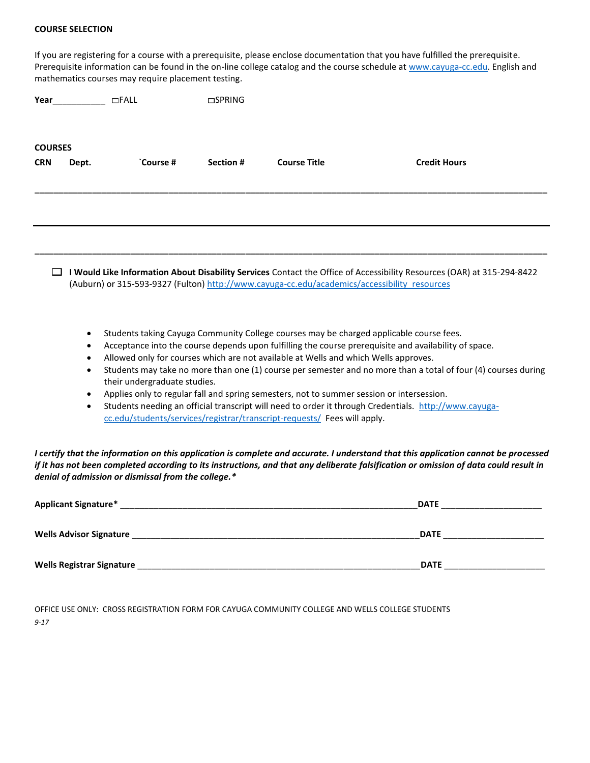**COURSE SELECTION**

If you are registering for a course with a prerequisite, please enclose documentation that you have fulfilled the prerequisite. Prerequisite information can be found in the on-line college catalog and the course schedule at www.cayuga-cc.edu. English and mathematics courses may require placement testing.

**Year**___________ ☐FALL ☐SPRING

**COURSES**

| CRN | Dept. | `Course # | Section # | Course Title | Credit Hours |
|---|---|---|---|---|---|
| | | | | | |
| | | | | | |
| | | | | | |

☐ **I Would Like Information About Disability Services** Contact the Office of Accessibility Resources (OAR) at 315-294-8422 (Auburn) or 315-593-9327 (Fulton) http://www.cayuga-cc.edu/academics/accessibility_resources

- Students taking Cayuga Community College courses may be charged applicable course fees.
- Acceptance into the course depends upon fulfilling the course prerequisite and availability of space.
- Allowed only for courses which are not available at Wells and which Wells approves.
- Students may take no more than one (1) course per semester and no more than a total of four (4) courses during their undergraduate studies.
- Applies only to regular fall and spring semesters, not to summer session or intersession.
- Students needing an official transcript will need to order it through Credentials. http://www.cayuga-cc.edu/students/services/registrar/transcript-requests/ Fees will apply.

***I certify that the information on this application is complete and accurate. I understand that this application cannot be processed if it has not been completed according to its instructions, and that any deliberate falsification or omission of data could result in denial of admission or dismissal from the college.****

**Applicant Signature*** ________________________________________________ **DATE** ____________________

**Wells Advisor Signature** ________________________________________________ **DATE** ____________________

**Wells Registrar Signature** ________________________________________________ **DATE** ____________________

OFFICE USE ONLY: CROSS REGISTRATION FORM FOR CAYUGA COMMUNITY COLLEGE AND WELLS COLLEGE STUDENTS

*9-17*